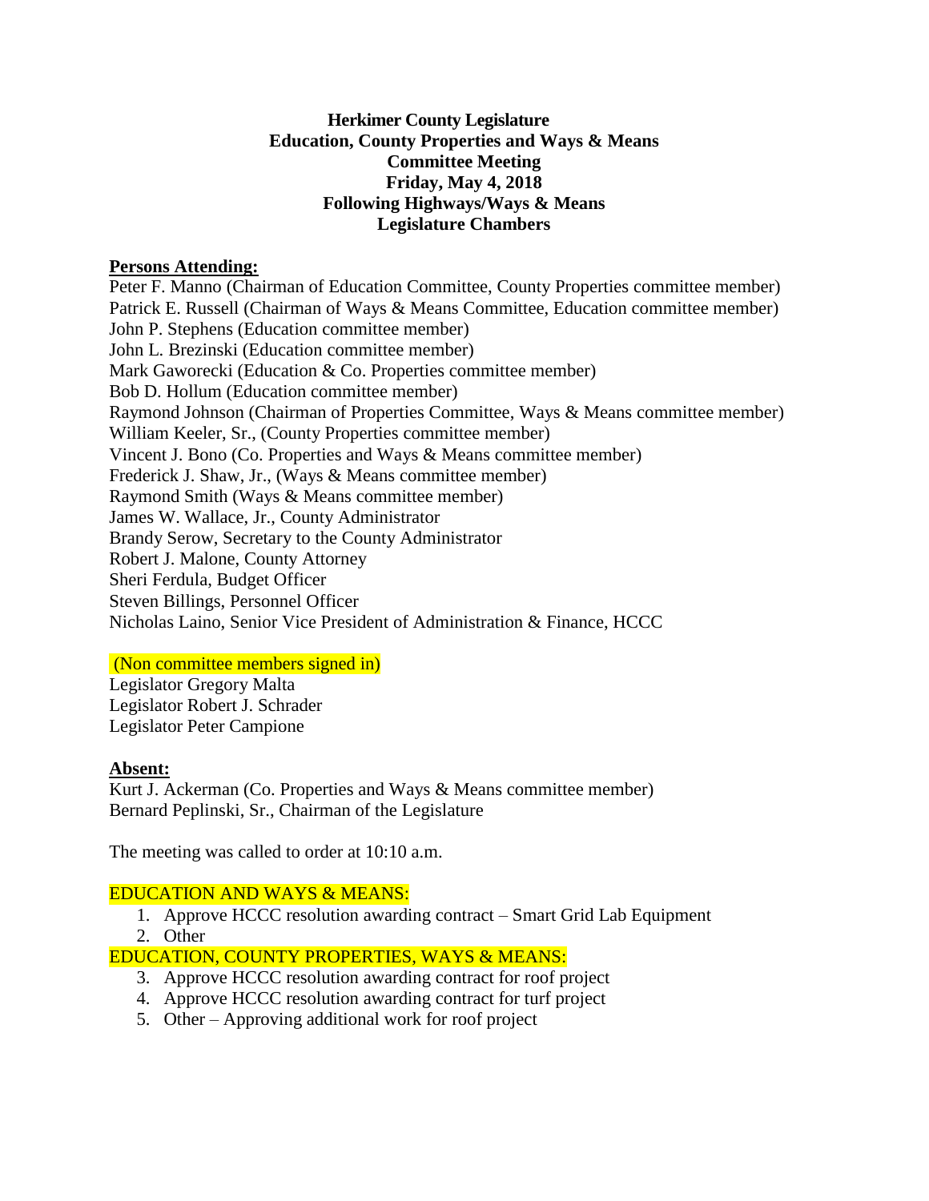**Herkimer County Legislature**
**Education, County Properties and Ways & Means**
**Committee Meeting**
**Friday, May 4, 2018**
**Following Highways/Ways & Means**
**Legislature Chambers**

**Persons Attending:**

Peter F. Manno (Chairman of Education Committee, County Properties committee member)
Patrick E. Russell (Chairman of Ways & Means Committee, Education committee member)
John P. Stephens (Education committee member)
John L. Brezinski (Education committee member)
Mark Gaworecki (Education & Co. Properties committee member)
Bob D. Hollum (Education committee member)
Raymond Johnson (Chairman of Properties Committee, Ways & Means committee member)
William Keeler, Sr., (County Properties committee member)
Vincent J. Bono (Co. Properties and Ways & Means committee member)
Frederick J. Shaw, Jr., (Ways & Means committee member)
Raymond Smith (Ways & Means committee member)
James W. Wallace, Jr., County Administrator
Brandy Serow, Secretary to the County Administrator
Robert J. Malone, County Attorney
Sheri Ferdula, Budget Officer
Steven Billings, Personnel Officer
Nicholas Laino, Senior Vice President of Administration & Finance, HCCC

(Non committee members signed in)

Legislator Gregory Malta
Legislator Robert J. Schrader
Legislator Peter Campione

**Absent:**

Kurt J. Ackerman (Co. Properties and Ways & Means committee member)
Bernard Peplinski, Sr., Chairman of the Legislature

The meeting was called to order at 10:10 a.m.

EDUCATION AND WAYS & MEANS:

1. Approve HCCC resolution awarding contract – Smart Grid Lab Equipment
2. Other

EDUCATION, COUNTY PROPERTIES, WAYS & MEANS:

3. Approve HCCC resolution awarding contract for roof project
4. Approve HCCC resolution awarding contract for turf project
5. Other – Approving additional work for roof project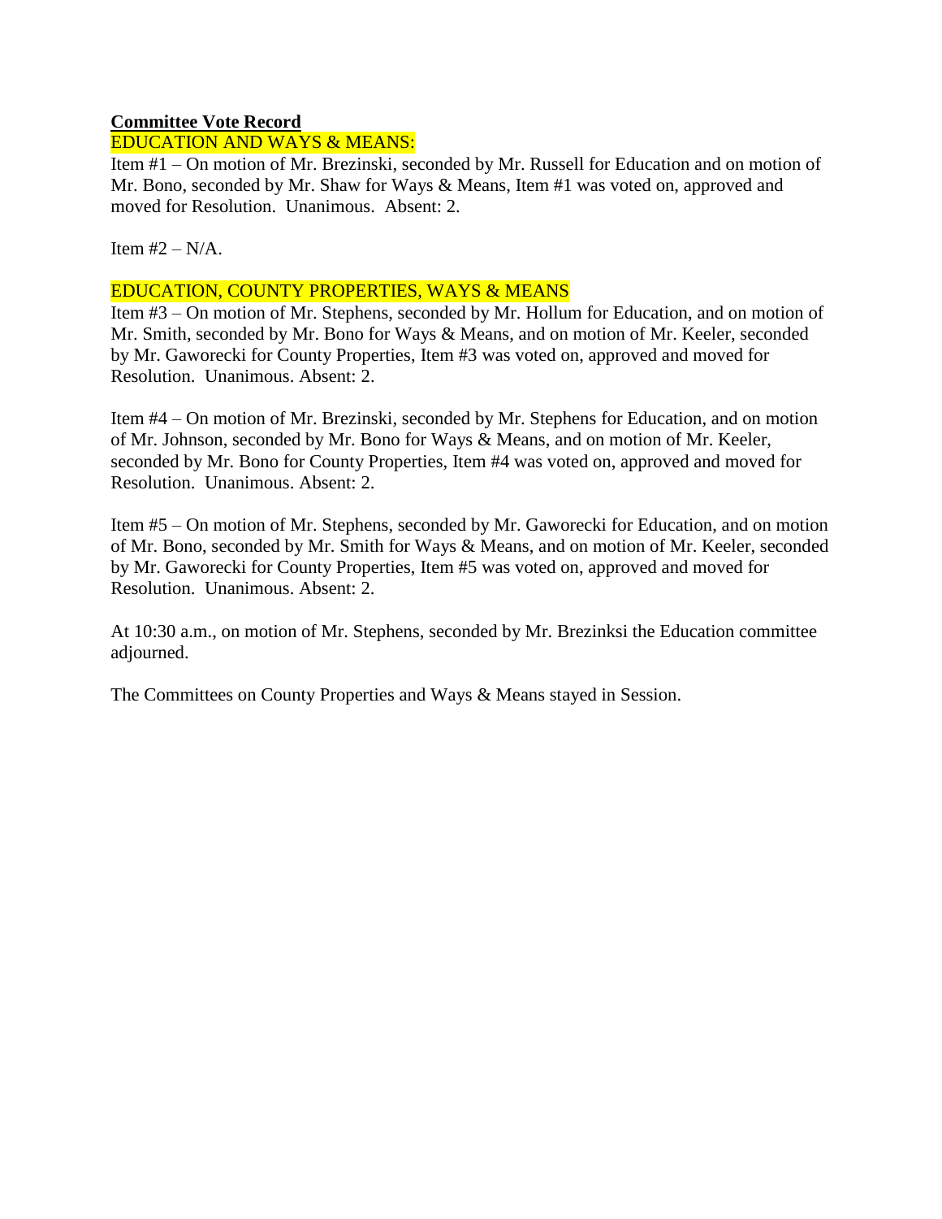**Committee Vote Record**

EDUCATION AND WAYS & MEANS:

Item #1 – On motion of Mr. Brezinski, seconded by Mr. Russell for Education and on motion of Mr. Bono, seconded by Mr. Shaw for Ways & Means, Item #1 was voted on, approved and moved for Resolution. Unanimous. Absent: 2.

Item #2 – N/A.

EDUCATION, COUNTY PROPERTIES, WAYS & MEANS

Item #3 – On motion of Mr. Stephens, seconded by Mr. Hollum for Education, and on motion of Mr. Smith, seconded by Mr. Bono for Ways & Means, and on motion of Mr. Keeler, seconded by Mr. Gaworecki for County Properties, Item #3 was voted on, approved and moved for Resolution. Unanimous. Absent: 2.

Item #4 – On motion of Mr. Brezinski, seconded by Mr. Stephens for Education, and on motion of Mr. Johnson, seconded by Mr. Bono for Ways & Means, and on motion of Mr. Keeler, seconded by Mr. Bono for County Properties, Item #4 was voted on, approved and moved for Resolution. Unanimous. Absent: 2.

Item #5 – On motion of Mr. Stephens, seconded by Mr. Gaworecki for Education, and on motion of Mr. Bono, seconded by Mr. Smith for Ways & Means, and on motion of Mr. Keeler, seconded by Mr. Gaworecki for County Properties, Item #5 was voted on, approved and moved for Resolution. Unanimous. Absent: 2.

At 10:30 a.m., on motion of Mr. Stephens, seconded by Mr. Brezinksi the Education committee adjourned.

The Committees on County Properties and Ways & Means stayed in Session.